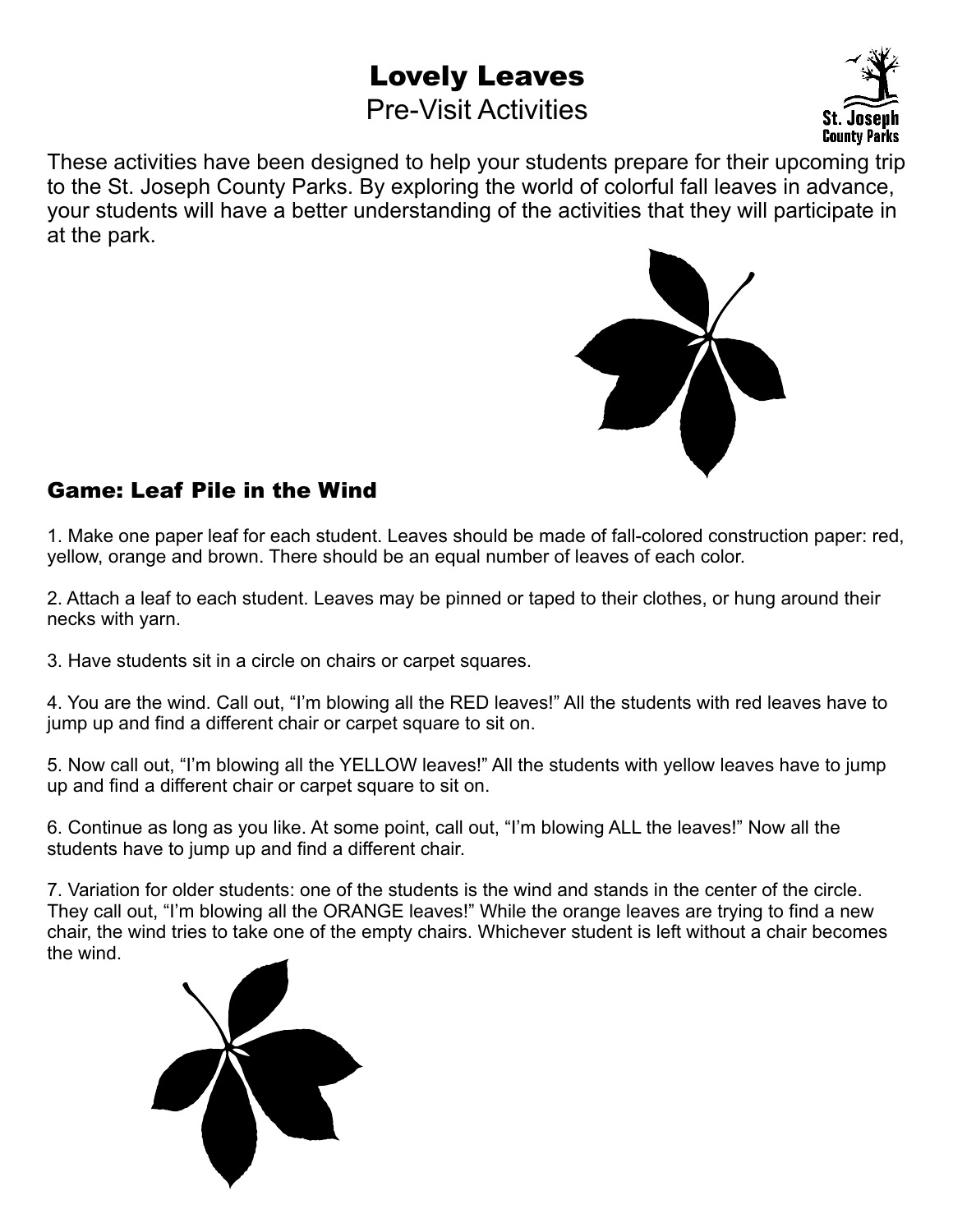# Lovely Leaves

## Pre-Visit Activities

These activities have been designed to help your students prepare for their upcoming trip to the St. Joseph County Parks. By exploring the world of colorful fall leaves in advance, your students will have a better understanding of the activities that they will participate in at the park.

### Game: Leaf Pile in the Wind

1. Make one paper leaf for each student. Leaves should be made of fall-colored construction paper: red, yellow, orange and brown. There should be an equal number of leaves of each color.

2. Attach a leaf to each student. Leaves may be pinned or taped to their clothes, or hung around their necks with yarn.

3. Have students sit in a circle on chairs or carpet squares.

4. You are the wind. Call out, "I'm blowing all the RED leaves!" All the students with red leaves have to jump up and find a different chair or carpet square to sit on.

5. Now call out, "I'm blowing all the YELLOW leaves!" All the students with yellow leaves have to jump up and find a different chair or carpet square to sit on.

6. Continue as long as you like. At some point, call out, "I'm blowing ALL the leaves!" Now all the students have to jump up and find a different chair.

7. Variation for older students: one of the students is the wind and stands in the center of the circle. They call out, "I'm blowing all the ORANGE leaves!" While the orange leaves are trying to find a new chair, the wind tries to take one of the empty chairs. Whichever student is left without a chair becomes the wind.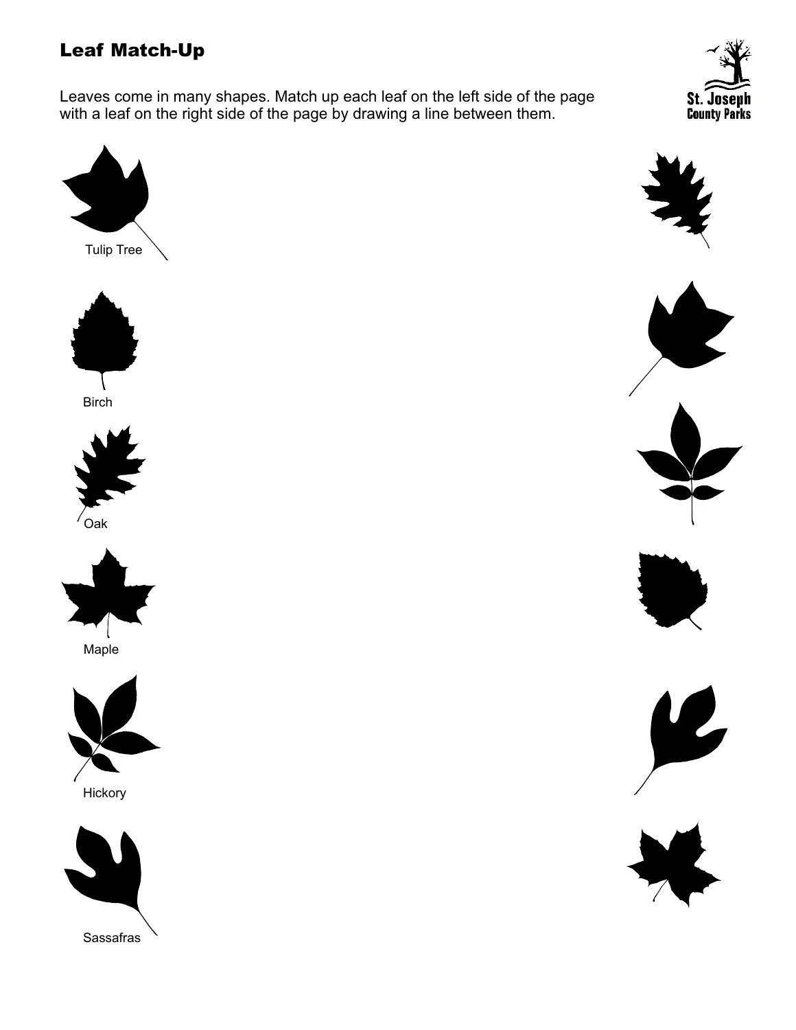# Leaf Match-Up

Leaves come in many shapes. Match up each leaf on the left side of the page with a leaf on the right side of the page by drawing a line between them.

Tulip Tree

Birch

Oak

Maple

Hickory

Sassafras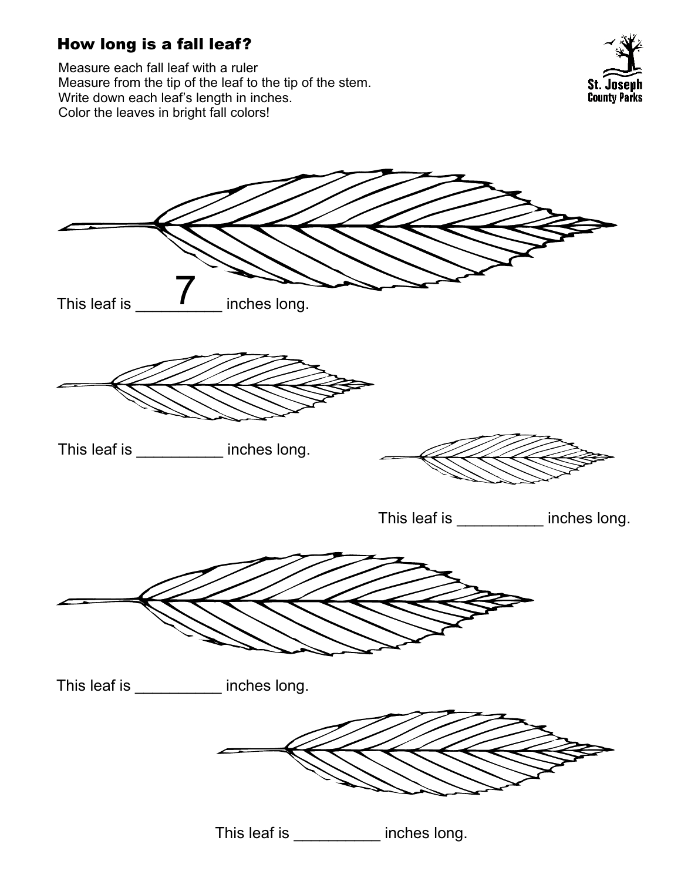## How long is a fall leaf?

Measure each fall leaf with a ruler
Measure from the tip of the leaf to the tip of the stem.
Write down each leaf's length in inches.
Color the leaves in bright fall colors!

St. Joseph County Parks

This leaf is ____7____ inches long.

This leaf is __________ inches long.

This leaf is __________ inches long.

This leaf is __________ inches long.

This leaf is __________ inches long.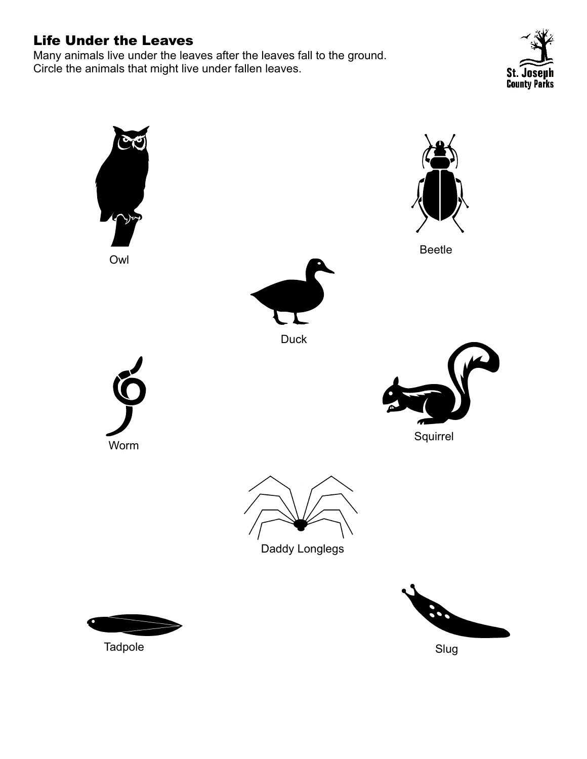## Life Under the Leaves

Many animals live under the leaves after the leaves fall to the ground.
Circle the animals that might live under fallen leaves.

Owl

Beetle

Duck

Worm

Squirrel

Daddy Longlegs

Tadpole

Slug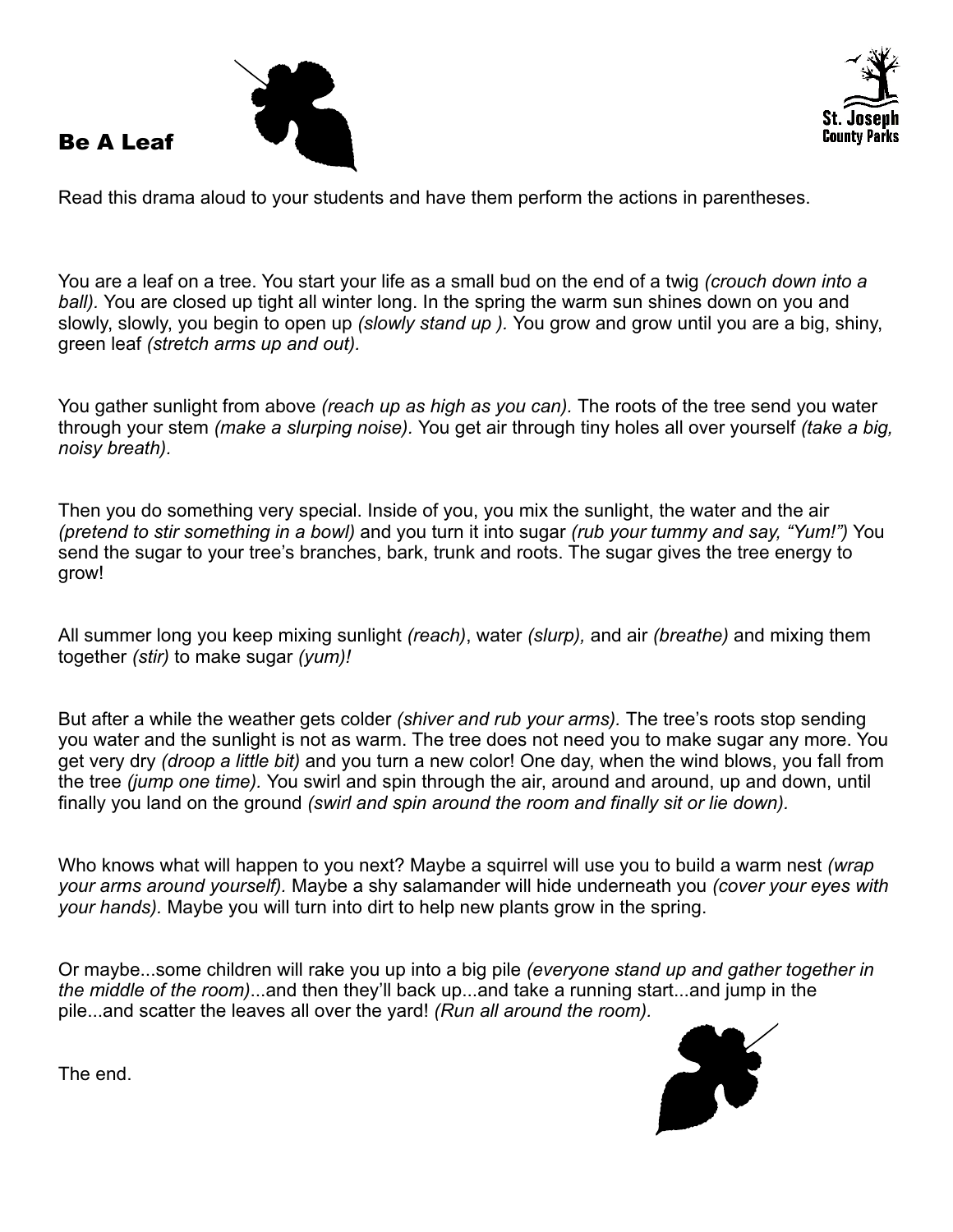## Be A Leaf

Read this drama aloud to your students and have them perform the actions in parentheses.

You are a leaf on a tree. You start your life as a small bud on the end of a twig *(crouch down into a ball).* You are closed up tight all winter long. In the spring the warm sun shines down on you and slowly, slowly, you begin to open up *(slowly stand up ).* You grow and grow until you are a big, shiny, green leaf *(stretch arms up and out).*

You gather sunlight from above *(reach up as high as you can).* The roots of the tree send you water through your stem *(make a slurping noise).* You get air through tiny holes all over yourself *(take a big, noisy breath).*

Then you do something very special. Inside of you, you mix the sunlight, the water and the air *(pretend to stir something in a bowl)* and you turn it into sugar *(rub your tummy and say, "Yum!")* You send the sugar to your tree's branches, bark, trunk and roots. The sugar gives the tree energy to grow!

All summer long you keep mixing sunlight *(reach)*, water *(slurp),* and air *(breathe)* and mixing them together *(stir)* to make sugar *(yum)!*

But after a while the weather gets colder *(shiver and rub your arms).* The tree's roots stop sending you water and the sunlight is not as warm. The tree does not need you to make sugar any more. You get very dry *(droop a little bit)* and you turn a new color! One day, when the wind blows, you fall from the tree *(jump one time).* You swirl and spin through the air, around and around, up and down, until finally you land on the ground *(swirl and spin around the room and finally sit or lie down).*

Who knows what will happen to you next? Maybe a squirrel will use you to build a warm nest *(wrap your arms around yourself).* Maybe a shy salamander will hide underneath you *(cover your eyes with your hands).* Maybe you will turn into dirt to help new plants grow in the spring.

Or maybe...some children will rake you up into a big pile *(everyone stand up and gather together in the middle of the room)*...and then they'll back up...and take a running start...and jump in the pile...and scatter the leaves all over the yard! *(Run all around the room).*

The end.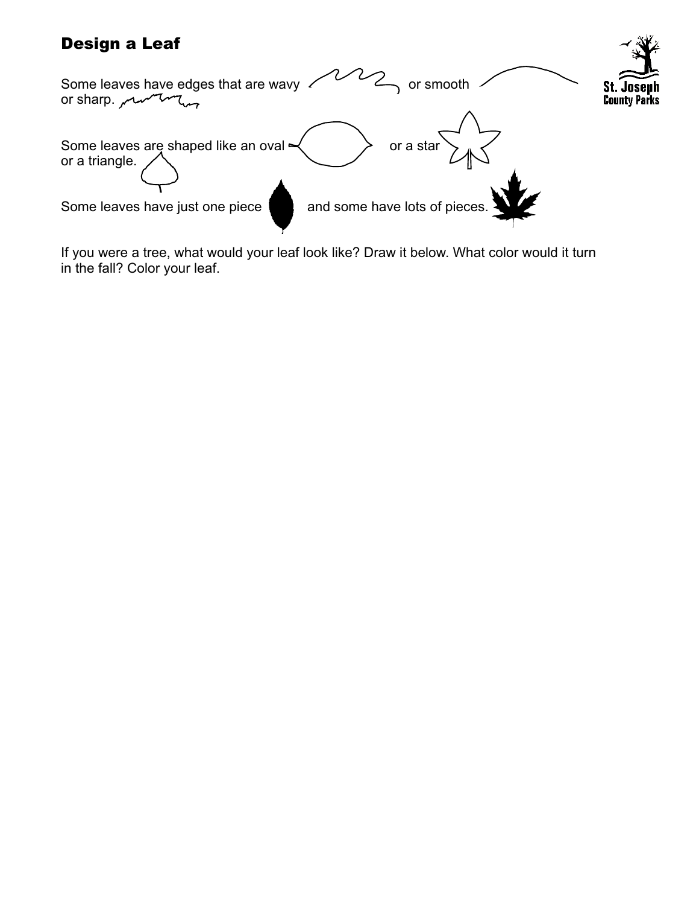## Design a Leaf

Some leaves have edges that are wavy or smooth or sharp.

Some leaves are shaped like an oval or a star or a triangle.

Some leaves have just one piece and some have lots of pieces.

If you were a tree, what would your leaf look like? Draw it below. What color would it turn in the fall? Color your leaf.